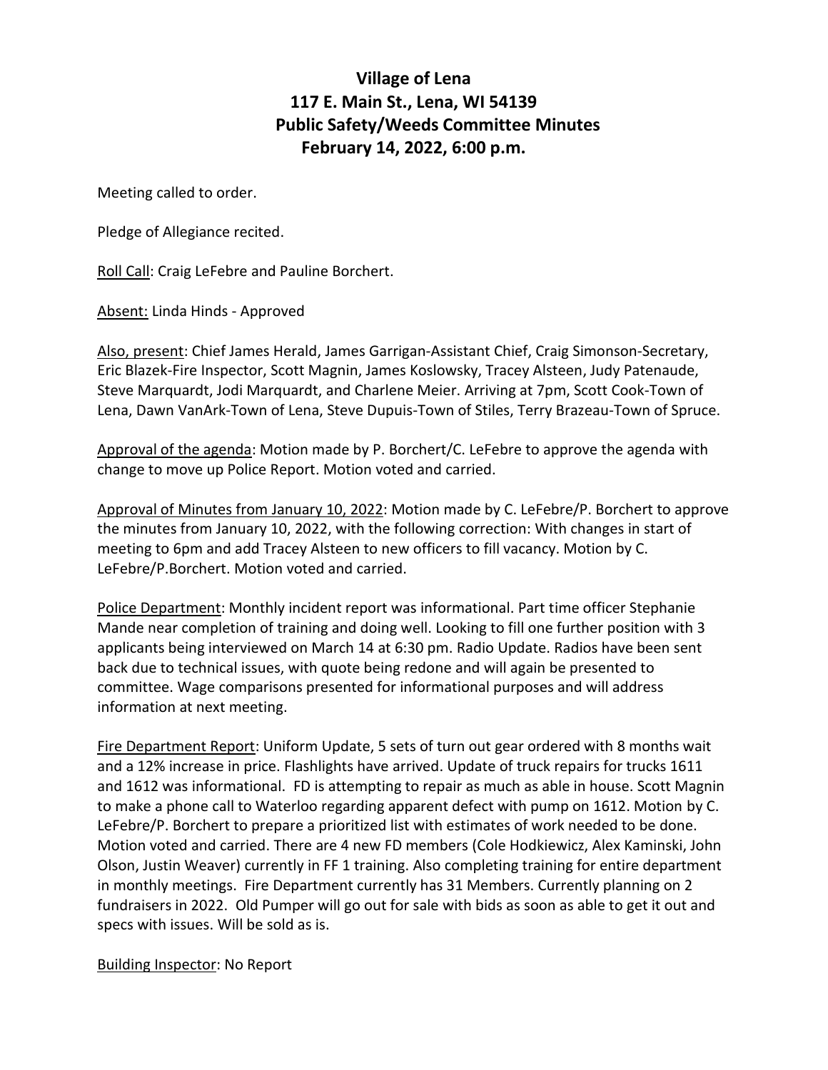# Village of Lena
## 117 E. Main St., Lena, WI 54139
## Public Safety/Weeds Committee Minutes
## February 14, 2022, 6:00 p.m.

Meeting called to order.

Pledge of Allegiance recited.

Roll Call: Craig LeFebre and Pauline Borchert.

Absent: Linda Hinds - Approved

Also, present: Chief James Herald, James Garrigan-Assistant Chief, Craig Simonson-Secretary, Eric Blazek-Fire Inspector, Scott Magnin, James Koslowsky, Tracey Alsteen, Judy Patenaude, Steve Marquardt, Jodi Marquardt, and Charlene Meier. Arriving at 7pm, Scott Cook-Town of Lena, Dawn VanArk-Town of Lena, Steve Dupuis-Town of Stiles, Terry Brazeau-Town of Spruce.

Approval of the agenda: Motion made by P. Borchert/C. LeFebre to approve the agenda with change to move up Police Report. Motion voted and carried.

Approval of Minutes from January 10, 2022: Motion made by C. LeFebre/P. Borchert to approve the minutes from January 10, 2022, with the following correction: With changes in start of meeting to 6pm and add Tracey Alsteen to new officers to fill vacancy. Motion by C. LeFebre/P.Borchert. Motion voted and carried.

Police Department: Monthly incident report was informational. Part time officer Stephanie Mande near completion of training and doing well. Looking to fill one further position with 3 applicants being interviewed on March 14 at 6:30 pm. Radio Update. Radios have been sent back due to technical issues, with quote being redone and will again be presented to committee. Wage comparisons presented for informational purposes and will address information at next meeting.

Fire Department Report: Uniform Update, 5 sets of turn out gear ordered with 8 months wait and a 12% increase in price. Flashlights have arrived. Update of truck repairs for trucks 1611 and 1612 was informational. FD is attempting to repair as much as able in house. Scott Magnin to make a phone call to Waterloo regarding apparent defect with pump on 1612. Motion by C. LeFebre/P. Borchert to prepare a prioritized list with estimates of work needed to be done. Motion voted and carried. There are 4 new FD members (Cole Hodkiewicz, Alex Kaminski, John Olson, Justin Weaver) currently in FF 1 training. Also completing training for entire department in monthly meetings. Fire Department currently has 31 Members. Currently planning on 2 fundraisers in 2022. Old Pumper will go out for sale with bids as soon as able to get it out and specs with issues. Will be sold as is.

Building Inspector: No Report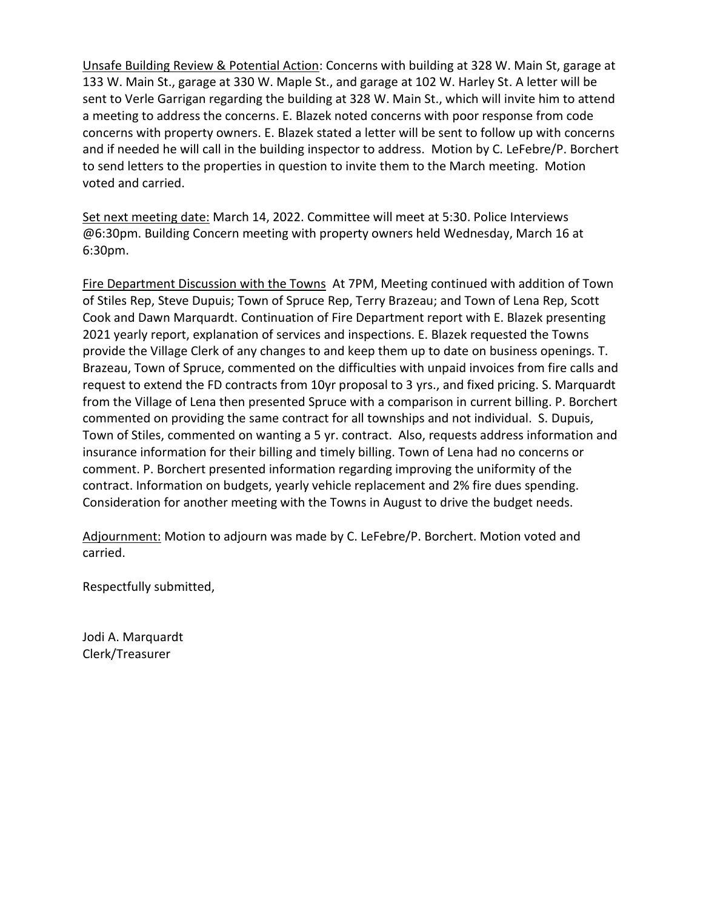Unsafe Building Review & Potential Action: Concerns with building at 328 W. Main St, garage at 133 W. Main St., garage at 330 W. Maple St., and garage at 102 W. Harley St. A letter will be sent to Verle Garrigan regarding the building at 328 W. Main St., which will invite him to attend a meeting to address the concerns. E. Blazek noted concerns with poor response from code concerns with property owners. E. Blazek stated a letter will be sent to follow up with concerns and if needed he will call in the building inspector to address. Motion by C. LeFebre/P. Borchert to send letters to the properties in question to invite them to the March meeting. Motion voted and carried.

Set next meeting date: March 14, 2022. Committee will meet at 5:30. Police Interviews @6:30pm. Building Concern meeting with property owners held Wednesday, March 16 at 6:30pm.

Fire Department Discussion with the Towns At 7PM, Meeting continued with addition of Town of Stiles Rep, Steve Dupuis; Town of Spruce Rep, Terry Brazeau; and Town of Lena Rep, Scott Cook and Dawn Marquardt. Continuation of Fire Department report with E. Blazek presenting 2021 yearly report, explanation of services and inspections. E. Blazek requested the Towns provide the Village Clerk of any changes to and keep them up to date on business openings. T. Brazeau, Town of Spruce, commented on the difficulties with unpaid invoices from fire calls and request to extend the FD contracts from 10yr proposal to 3 yrs., and fixed pricing. S. Marquardt from the Village of Lena then presented Spruce with a comparison in current billing. P. Borchert commented on providing the same contract for all townships and not individual. S. Dupuis, Town of Stiles, commented on wanting a 5 yr. contract. Also, requests address information and insurance information for their billing and timely billing. Town of Lena had no concerns or comment. P. Borchert presented information regarding improving the uniformity of the contract. Information on budgets, yearly vehicle replacement and 2% fire dues spending. Consideration for another meeting with the Towns in August to drive the budget needs.

Adjournment: Motion to adjourn was made by C. LeFebre/P. Borchert. Motion voted and carried.

Respectfully submitted,

Jodi A. Marquardt
Clerk/Treasurer